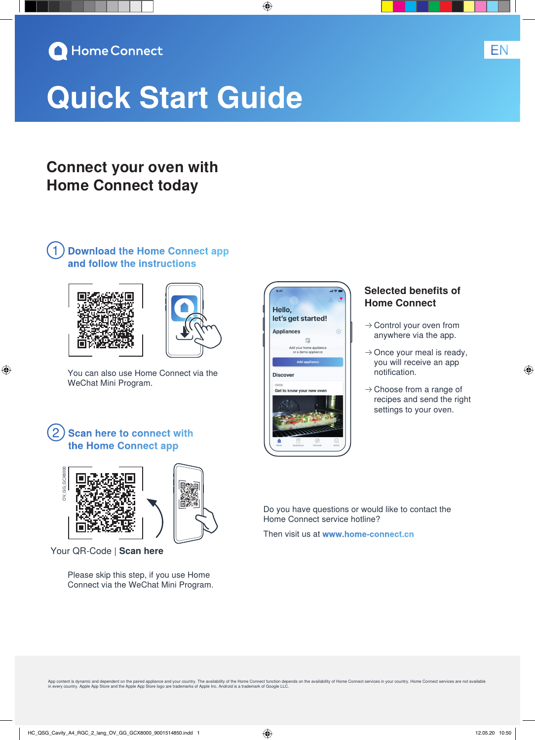Home Connect

EN

# Quick Start Guide

## Connect your oven with Home Connect today

### 1 Download the Home Connect app and follow the instructions

You can also use Home Connect via the WeChat Mini Program.

### 2 Scan here to connect with the Home Connect app

OV_GG_GCX8000

Your QR-Code | **Scan here**

Please skip this step, if you use Home Connect via the WeChat Mini Program.

### Selected benefits of Home Connect

→ Control your oven from anywhere via the app.

→ Once your meal is ready, you will receive an app notification.

→ Choose from a range of recipes and send the right settings to your oven.

Do you have questions or would like to contact the Home Connect service hotline?

Then visit us at **www.home-connect.cn**

App content is dynamic and dependent on the paired appliance and your country. The availability of the Home Connect function depends on the availability of Home Connect services in your country. Home Connect services are not available in every country. Apple App Store and the Apple App Store logo are trademarks of Apple Inc. Android is a trademark of Google LLC.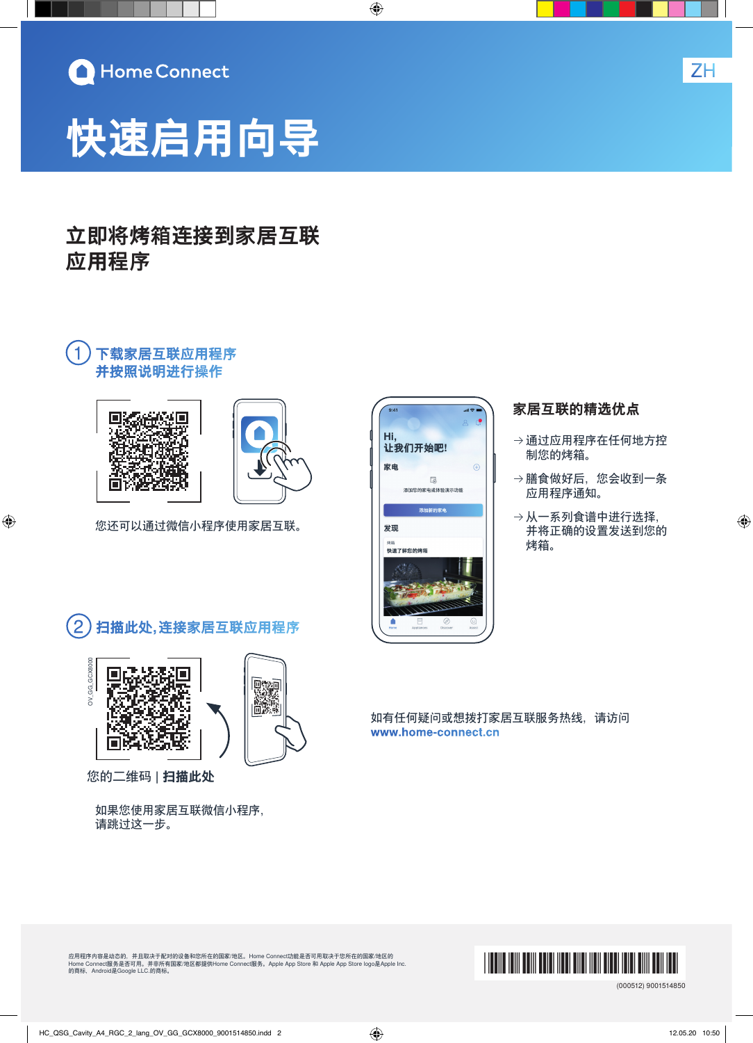Home Connect

ZH

# 快速启用向导

## 立即将烤箱连接到家居互联应用程序

### 1 下载家居互联应用程序并按照说明进行操作

您还可以通过微信小程序使用家居互联。

### 2 扫描此处，连接家居互联应用程序

OV_GG_GCX8000

您的二维码 | **扫描此处**

如果您使用家居互联微信小程序，
请跳过这一步。

### 家居互联的精选优点

- → 通过应用程序在任何地方控制您的烤箱。
- → 膳食做好后，您会收到一条应用程序通知。
- → 从一系列食谱中进行选择，并将正确的设置发送到您的烤箱。

如有任何疑问或想拨打家居互联服务热线，请访问
www.home-connect.cn

应用程序内容是动态的，并且取决于配对的设备和您所在的国家/地区。Home Connect功能是否可用取决于您所在的国家/地区的Home Connect服务是否可用。并非所有国家/地区都提供Home Connect服务。Apple App Store 和 Apple App Store logo是Apple Inc.的商标。 Android是Google LLC.的商标。

(000512) 9001514850